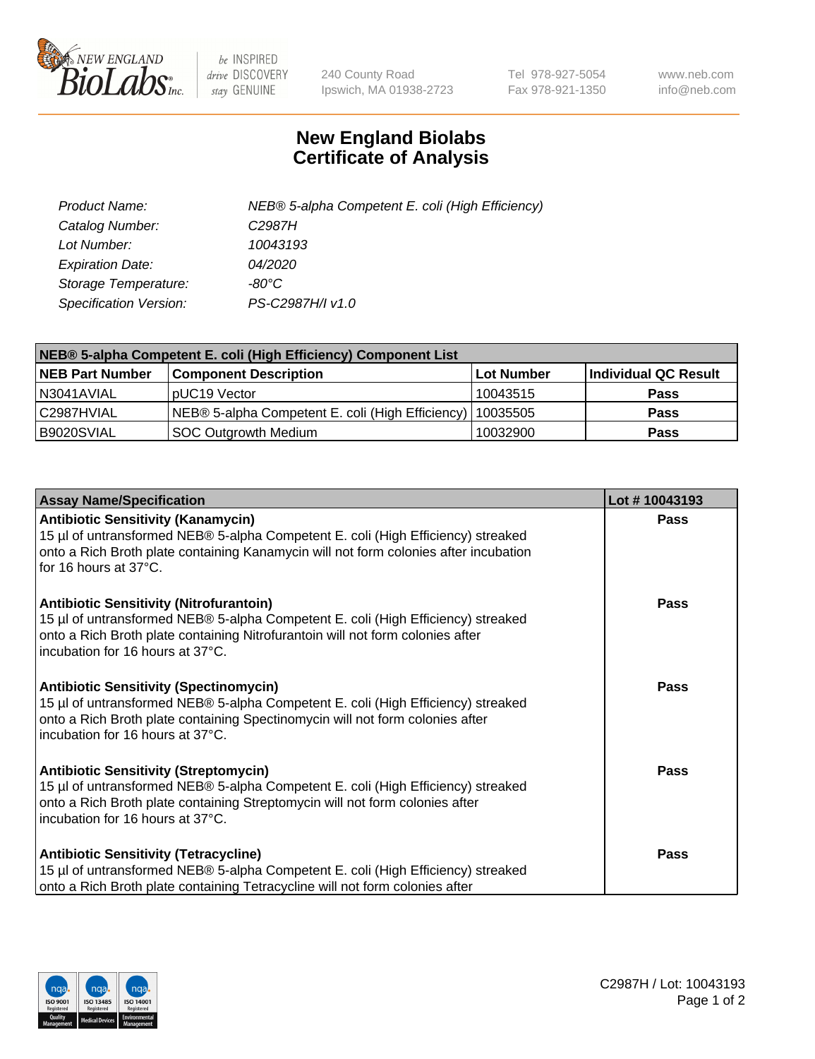# New England Biolabs Certificate of Analysis

| | |
|---|---|
| *Product Name:* | *NEB® 5-alpha Competent E. coli (High Efficiency)* |
| *Catalog Number:* | *C2987H* |
| *Lot Number:* | *10043193* |
| *Expiration Date:* | *04/2020* |
| *Storage Temperature:* | *-80°C* |
| *Specification Version:* | *PS-C2987H/I v1.0* |

| NEB® 5-alpha Competent E. coli (High Efficiency) Component List | | | |
|---|---|---|---|
| **NEB Part Number** | **Component Description** | **Lot Number** | **Individual QC Result** |
| N3041AVIAL | pUC19 Vector | 10043515 | **Pass** |
| C2987HVIAL | NEB® 5-alpha Competent E. coli (High Efficiency) | 10035505 | **Pass** |
| B9020SVIAL | SOC Outgrowth Medium | 10032900 | **Pass** |

| Assay Name/Specification | Lot # 10043193 |
|---|---|
| **Antibiotic Sensitivity (Kanamycin)**<br>15 µl of untransformed NEB® 5-alpha Competent E. coli (High Efficiency) streaked onto a Rich Broth plate containing Kanamycin will not form colonies after incubation for 16 hours at 37°C. | **Pass** |
| **Antibiotic Sensitivity (Nitrofurantoin)**<br>15 µl of untransformed NEB® 5-alpha Competent E. coli (High Efficiency) streaked onto a Rich Broth plate containing Nitrofurantoin will not form colonies after incubation for 16 hours at 37°C. | **Pass** |
| **Antibiotic Sensitivity (Spectinomycin)**<br>15 µl of untransformed NEB® 5-alpha Competent E. coli (High Efficiency) streaked onto a Rich Broth plate containing Spectinomycin will not form colonies after incubation for 16 hours at 37°C. | **Pass** |
| **Antibiotic Sensitivity (Streptomycin)**<br>15 µl of untransformed NEB® 5-alpha Competent E. coli (High Efficiency) streaked onto a Rich Broth plate containing Streptomycin will not form colonies after incubation for 16 hours at 37°C. | **Pass** |
| **Antibiotic Sensitivity (Tetracycline)**<br>15 µl of untransformed NEB® 5-alpha Competent E. coli (High Efficiency) streaked onto a Rich Broth plate containing Tetracycline will not form colonies after | **Pass** |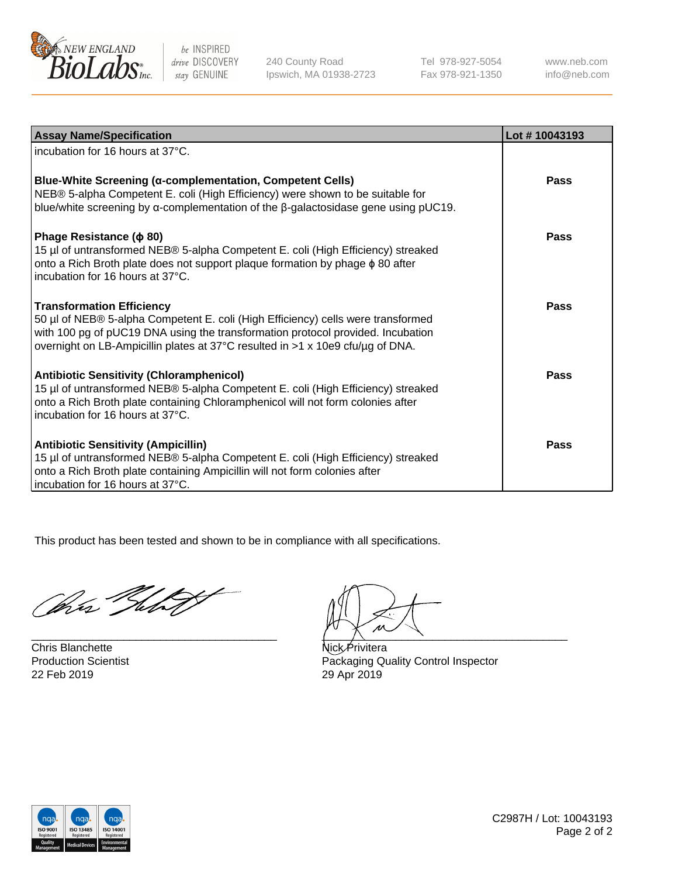| Assay Name/Specification | Lot # 10043193 |
| --- | --- |
| incubation for 16 hours at 37°C. | |
| **Blue-White Screening (α-complementation, Competent Cells)**<br>NEB® 5-alpha Competent E. coli (High Efficiency) were shown to be suitable for blue/white screening by α-complementation of the β-galactosidase gene using pUC19. | **Pass** |
| **Phage Resistance (ϕ 80)**<br>15 µl of untransformed NEB® 5-alpha Competent E. coli (High Efficiency) streaked onto a Rich Broth plate does not support plaque formation by phage ϕ 80 after incubation for 16 hours at 37°C. | **Pass** |
| **Transformation Efficiency**<br>50 µl of NEB® 5-alpha Competent E. coli (High Efficiency) cells were transformed with 100 pg of pUC19 DNA using the transformation protocol provided. Incubation overnight on LB-Ampicillin plates at 37°C resulted in >1 x 10e9 cfu/µg of DNA. | **Pass** |
| **Antibiotic Sensitivity (Chloramphenicol)**<br>15 µl of untransformed NEB® 5-alpha Competent E. coli (High Efficiency) streaked onto a Rich Broth plate containing Chloramphenicol will not form colonies after incubation for 16 hours at 37°C. | **Pass** |
| **Antibiotic Sensitivity (Ampicillin)**<br>15 µl of untransformed NEB® 5-alpha Competent E. coli (High Efficiency) streaked onto a Rich Broth plate containing Ampicillin will not form colonies after incubation for 16 hours at 37°C. | **Pass** |

This product has been tested and shown to be in compliance with all specifications.

Chris Blanchette
Production Scientist
22 Feb 2019

Nick Privitera
Packaging Quality Control Inspector
29 Apr 2019

C2987H / Lot: 10043193